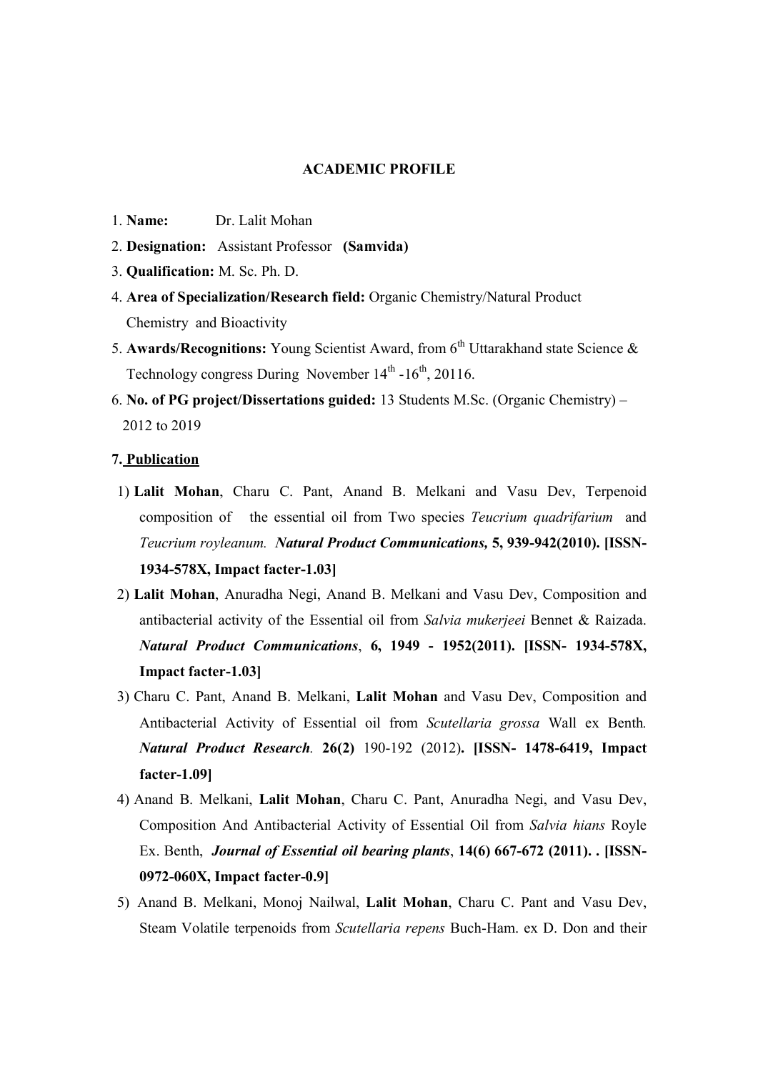## ACADEMIC PROFILE

1. **Name:** Dr. Lalit Mohan
2. **Designation:** Assistant Professor **(Samvida)**
3. **Qualification:** M. Sc. Ph. D.
4. **Area of Specialization/Research field:** Organic Chemistry/Natural Product Chemistry and Bioactivity
5. **Awards/Recognitions:** Young Scientist Award, from 6th Uttarakhand state Science & Technology congress During November 14th -16th, 20116.
6. **No. of PG project/Dissertations guided:** 13 Students M.Sc. (Organic Chemistry) – 2012 to 2019

**7. Publication**

1) **Lalit Mohan**, Charu C. Pant, Anand B. Melkani and Vasu Dev, Terpenoid composition of the essential oil from Two species *Teucrium quadrifarium* and *Teucrium royleanum.* ***Natural Product Communications,*** **5, 939-942(2010). [ISSN-1934-578X, Impact facter-1.03]**
2) **Lalit Mohan**, Anuradha Negi, Anand B. Melkani and Vasu Dev, Composition and antibacterial activity of the Essential oil from *Salvia mukerjeei* Bennet & Raizada. ***Natural Product Communications***, **6, 1949 - 1952(2011). [ISSN- 1934-578X, Impact facter-1.03]**
3) Charu C. Pant, Anand B. Melkani, **Lalit Mohan** and Vasu Dev, Composition and Antibacterial Activity of Essential oil from *Scutellaria grossa* Wall ex Benth*.* ***Natural Product Research.*** **26(2)** 190-192 (2012**). [ISSN- 1478-6419, Impact facter-1.09]**
4) Anand B. Melkani, **Lalit Mohan**, Charu C. Pant, Anuradha Negi, and Vasu Dev, Composition And Antibacterial Activity of Essential Oil from *Salvia hians* Royle Ex. Benth, ***Journal of Essential oil bearing plants***, **14(6) 667-672 (2011). . [ISSN-0972-060X, Impact facter-0.9]**
5) Anand B. Melkani, Monoj Nailwal, **Lalit Mohan**, Charu C. Pant and Vasu Dev, Steam Volatile terpenoids from *Scutellaria repens* Buch-Ham. ex D. Don and their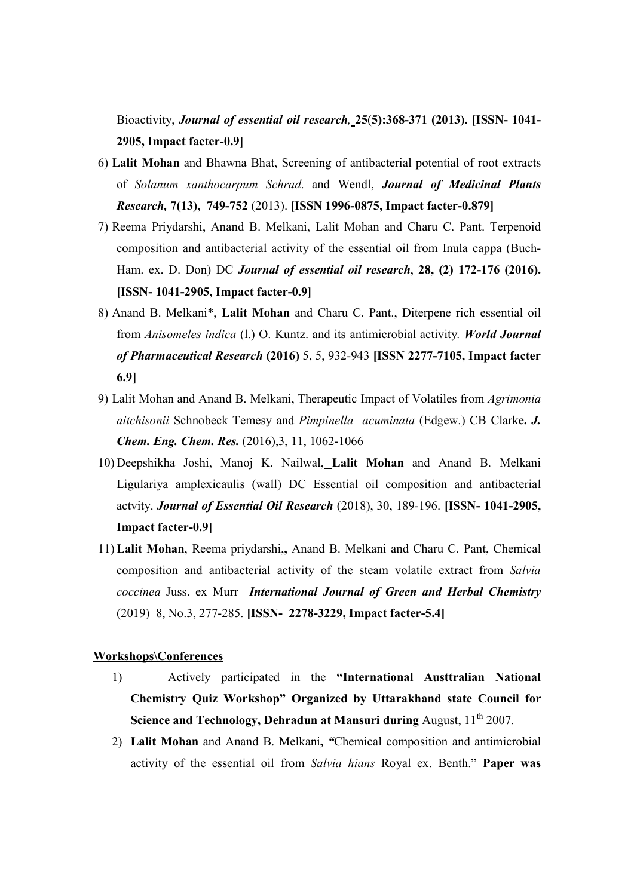Bioactivity, ***Journal of essential oil research,*** **25(5):368-371 (2013). [ISSN- 1041-2905, Impact facter-0.9]**

6) **Lalit Mohan** and Bhawna Bhat, Screening of antibacterial potential of root extracts of *Solanum xanthocarpum Schrad*. and Wendl, ***Journal of Medicinal Plants Research,*** **7(13), 749-752** (2013). **[ISSN 1996-0875, Impact facter-0.879]**
7) Reema Priydarshi, Anand B. Melkani, Lalit Mohan and Charu C. Pant. Terpenoid composition and antibacterial activity of the essential oil from Inula cappa (Buch-Ham. ex. D. Don) DC ***Journal of essential oil research***, **28, (2) 172-176 (2016). [ISSN- 1041-2905, Impact facter-0.9]**
8) Anand B. Melkani*, **Lalit Mohan** and Charu C. Pant., Diterpene rich essential oil from *Anisomeles indica* (l.) O. Kuntz. and its antimicrobial activity. ***World Journal of Pharmaceutical Research*** **(2016)** 5, 5, 932-943 **[ISSN 2277-7105, Impact facter 6.9]**
9) Lalit Mohan and Anand B. Melkani, Therapeutic Impact of Volatiles from *Agrimonia aitchisonii* Schnobeck Temesy and *Pimpinella acuminata* (Edgew.) CB Clarke**.** ***J. Chem. Eng. Chem. Res.*** (2016),3, 11, 1062-1066
10) Deepshikha Joshi, Manoj K. Nailwal, **Lalit Mohan** and Anand B. Melkani Ligulariya amplexicaulis (wall) DC Essential oil composition and antibacterial actvity. ***Journal of Essential Oil Research*** (2018), 30, 189-196. **[ISSN- 1041-2905, Impact facter-0.9]**
11) **Lalit Mohan**, Reema priydarshi,**,** Anand B. Melkani and Charu C. Pant, Chemical composition and antibacterial activity of the steam volatile extract from *Salvia coccinea* Juss. ex Murr ***International Journal of Green and Herbal Chemistry*** (2019) 8, No.3, 277-285. **[ISSN- 2278-3229, Impact facter-5.4]**

**Workshops\Conferences**

1) Actively participated in the **"International Austtralian National Chemistry Quiz Workshop" Organized by Uttarakhand state Council for Science and Technology, Dehradun at Mansuri during** August, 11th 2007.
2) **Lalit Mohan** and Anand B. Melkani**, "**Chemical composition and antimicrobial activity of the essential oil from *Salvia hians* Royal ex. Benth." **Paper was**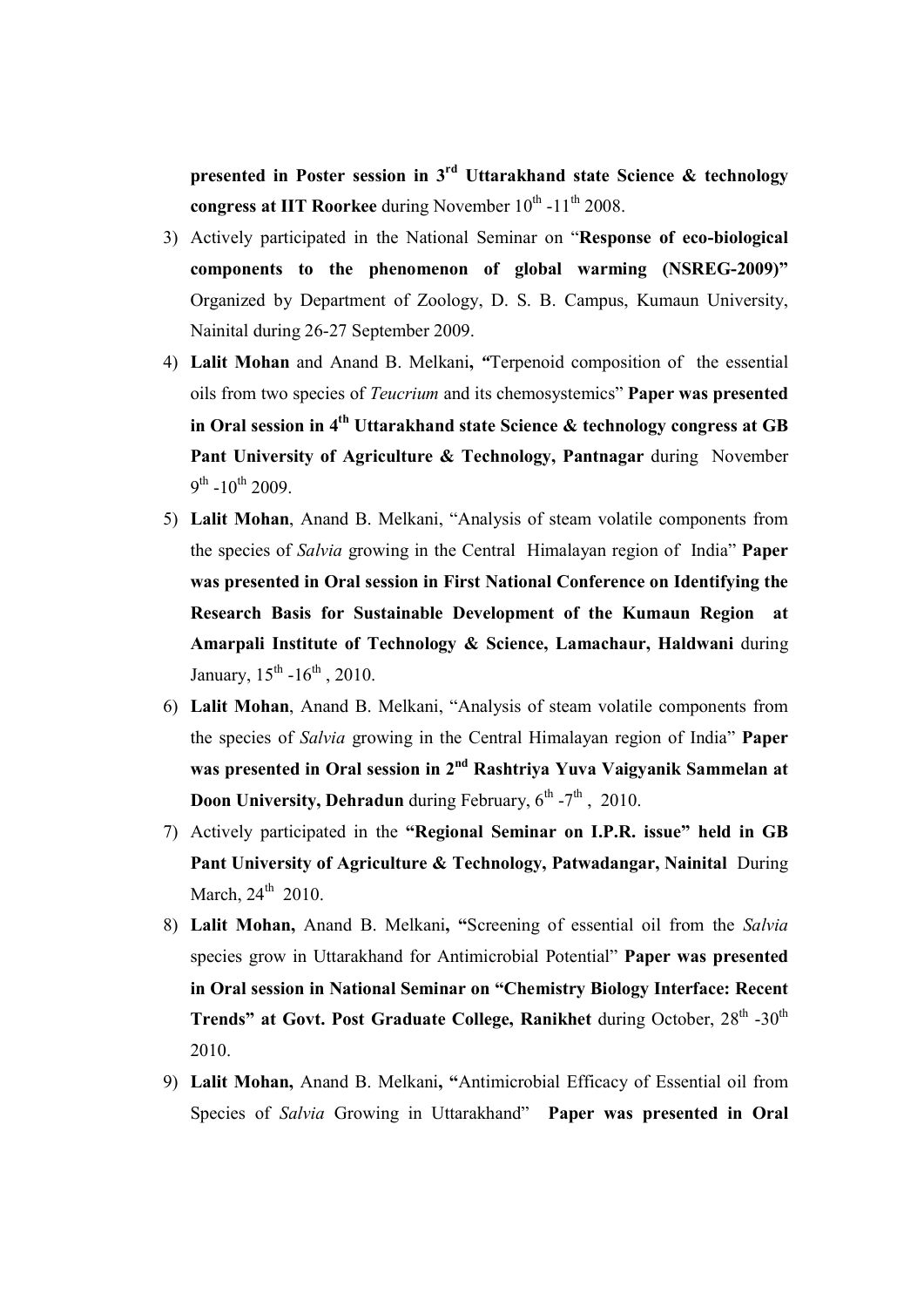**presented in Poster session in 3rd Uttarakhand state Science & technology congress at IIT Roorkee** during November 10th -11th 2008.

3) Actively participated in the National Seminar on "**Response of eco-biological components to the phenomenon of global warming (NSREG-2009)"** Organized by Department of Zoology, D. S. B. Campus, Kumaun University, Nainital during 26-27 September 2009.
4) **Lalit Mohan** and Anand B. Melkani**, "**Terpenoid composition of the essential oils from two species of *Teucrium* and its chemosystemics" **Paper was presented in Oral session in 4th Uttarakhand state Science & technology congress at GB Pant University of Agriculture & Technology, Pantnagar** during November 9th -10th 2009.
5) **Lalit Mohan**, Anand B. Melkani, "Analysis of steam volatile components from the species of *Salvia* growing in the Central Himalayan region of India" **Paper was presented in Oral session in First National Conference on Identifying the Research Basis for Sustainable Development of the Kumaun Region at Amarpali Institute of Technology & Science, Lamachaur, Haldwani** during January, 15th -16th , 2010.
6) **Lalit Mohan**, Anand B. Melkani, "Analysis of steam volatile components from the species of *Salvia* growing in the Central Himalayan region of India" **Paper was presented in Oral session in 2nd Rashtriya Yuva Vaigyanik Sammelan at Doon University, Dehradun** during February, 6th -7th , 2010.
7) Actively participated in the **"Regional Seminar on I.P.R. issue" held in GB Pant University of Agriculture & Technology, Patwadangar, Nainital** During March, 24th 2010.
8) **Lalit Mohan,** Anand B. Melkani**, "**Screening of essential oil from the *Salvia* species grow in Uttarakhand for Antimicrobial Potential" **Paper was presented in Oral session in National Seminar on "Chemistry Biology Interface: Recent Trends" at Govt. Post Graduate College, Ranikhet** during October, 28th -30th 2010.
9) **Lalit Mohan,** Anand B. Melkani**, "**Antimicrobial Efficacy of Essential oil from Species of *Salvia* Growing in Uttarakhand" **Paper was presented in Oral**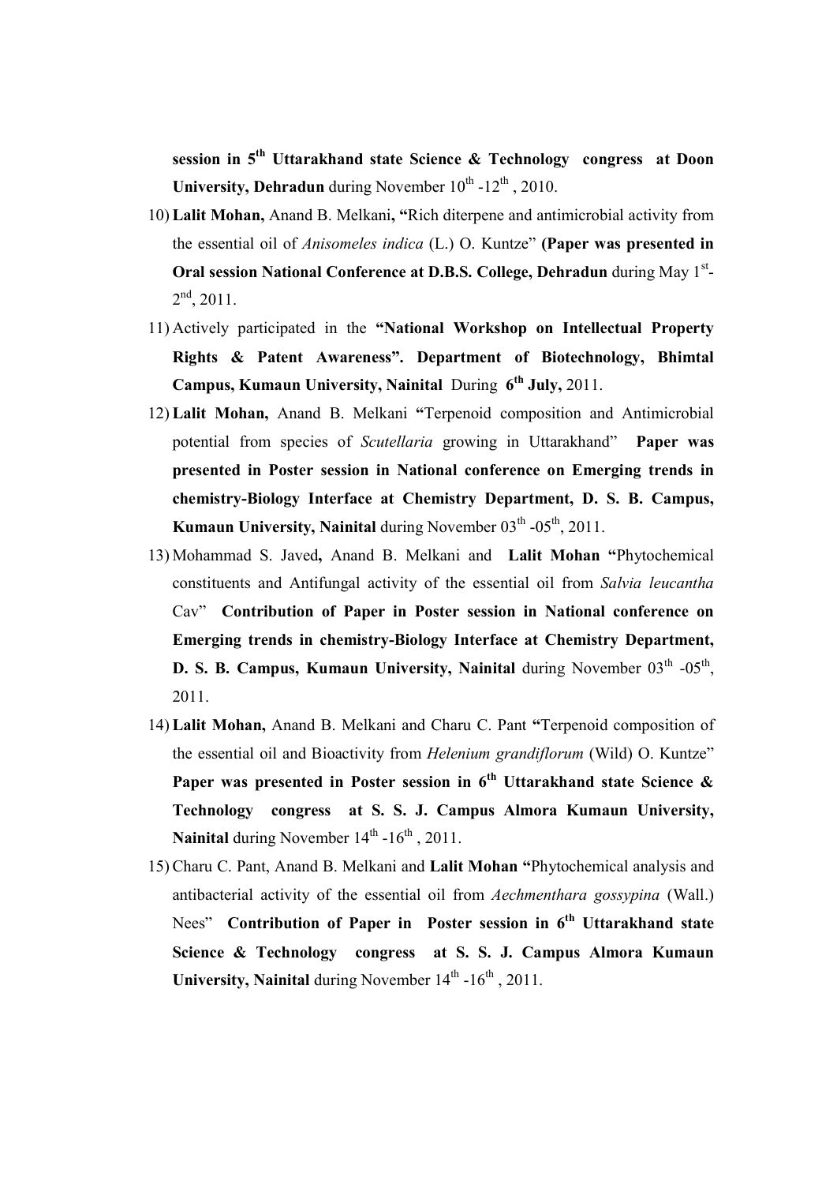**session in 5th Uttarakhand state Science & Technology congress at Doon University, Dehradun** during November 10th -12th , 2010.

10) **Lalit Mohan,** Anand B. Melkani**, "**Rich diterpene and antimicrobial activity from the essential oil of *Anisomeles indica* (L.) O. Kuntze" **(Paper was presented in Oral session National Conference at D.B.S. College, Dehradun** during May 1st-2nd, 2011.
11) Actively participated in the **"National Workshop on Intellectual Property Rights & Patent Awareness". Department of Biotechnology, Bhimtal Campus, Kumaun University, Nainital** During **6th July,** 2011.
12) **Lalit Mohan,** Anand B. Melkani **"**Terpenoid composition and Antimicrobial potential from species of *Scutellaria* growing in Uttarakhand" **Paper was presented in Poster session in National conference on Emerging trends in chemistry-Biology Interface at Chemistry Department, D. S. B. Campus, Kumaun University, Nainital** during November 03th -05th, 2011.
13) Mohammad S. Javed**,** Anand B. Melkani and **Lalit Mohan "**Phytochemical constituents and Antifungal activity of the essential oil from *Salvia leucantha* Cav" **Contribution of Paper in Poster session in National conference on Emerging trends in chemistry-Biology Interface at Chemistry Department, D. S. B. Campus, Kumaun University, Nainital** during November 03th -05th, 2011.
14) **Lalit Mohan,** Anand B. Melkani and Charu C. Pant **"**Terpenoid composition of the essential oil and Bioactivity from *Helenium grandiflorum* (Wild) O. Kuntze" **Paper was presented in Poster session in 6th Uttarakhand state Science & Technology congress at S. S. J. Campus Almora Kumaun University, Nainital** during November 14th -16th , 2011.
15) Charu C. Pant, Anand B. Melkani and **Lalit Mohan "**Phytochemical analysis and antibacterial activity of the essential oil from *Aechmenthara gossypina* (Wall.) Nees" **Contribution of Paper in Poster session in 6th Uttarakhand state Science & Technology congress at S. S. J. Campus Almora Kumaun University, Nainital** during November 14th -16th , 2011.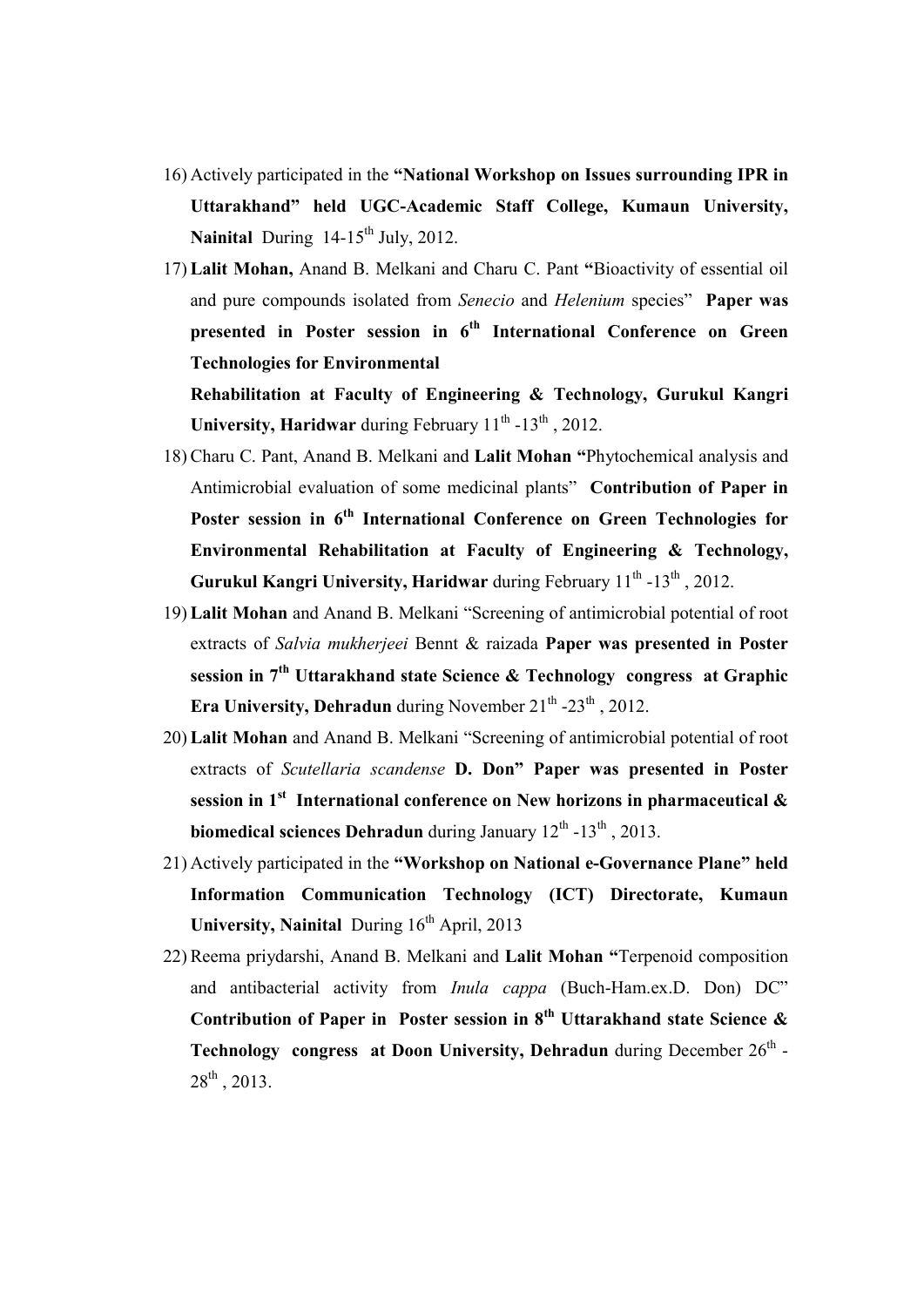16) Actively participated in the **"National Workshop on Issues surrounding IPR in Uttarakhand" held UGC-Academic Staff College, Kumaun University, Nainital** During 14-15$^{th}$ July, 2012.

17) **Lalit Mohan,** Anand B. Melkani and Charu C. Pant **"**Bioactivity of essential oil and pure compounds isolated from *Senecio* and *Helenium* species" **Paper was presented in Poster session in 6$^{th}$ International Conference on Green Technologies for Environmental Rehabilitation at Faculty of Engineering & Technology, Gurukul Kangri University, Haridwar** during February 11$^{th}$ -13$^{th}$ , 2012.

18) Charu C. Pant, Anand B. Melkani and **Lalit Mohan "**Phytochemical analysis and Antimicrobial evaluation of some medicinal plants" **Contribution of Paper in Poster session in 6$^{th}$ International Conference on Green Technologies for Environmental Rehabilitation at Faculty of Engineering & Technology, Gurukul Kangri University, Haridwar** during February 11$^{th}$ -13$^{th}$ , 2012.

19) **Lalit Mohan** and Anand B. Melkani "Screening of antimicrobial potential of root extracts of *Salvia mukherjeei* Bennt & raizada **Paper was presented in Poster session in 7$^{th}$ Uttarakhand state Science & Technology congress at Graphic Era University, Dehradun** during November 21$^{th}$ -23$^{th}$ , 2012.

20) **Lalit Mohan** and Anand B. Melkani "Screening of antimicrobial potential of root extracts of *Scutellaria scandense* **D. Don" Paper was presented in Poster session in 1$^{st}$ International conference on New horizons in pharmaceutical & biomedical sciences Dehradun** during January 12$^{th}$ -13$^{th}$ , 2013.

21) Actively participated in the **"Workshop on National e-Governance Plane" held Information Communication Technology (ICT) Directorate, Kumaun University, Nainital** During 16$^{th}$ April, 2013

22) Reema priydarshi, Anand B. Melkani and **Lalit Mohan "**Terpenoid composition and antibacterial activity from *Inula cappa* (Buch-Ham.ex.D. Don) DC" **Contribution of Paper in Poster session in 8$^{th}$ Uttarakhand state Science & Technology congress at Doon University, Dehradun** during December 26$^{th}$ - 28$^{th}$ , 2013.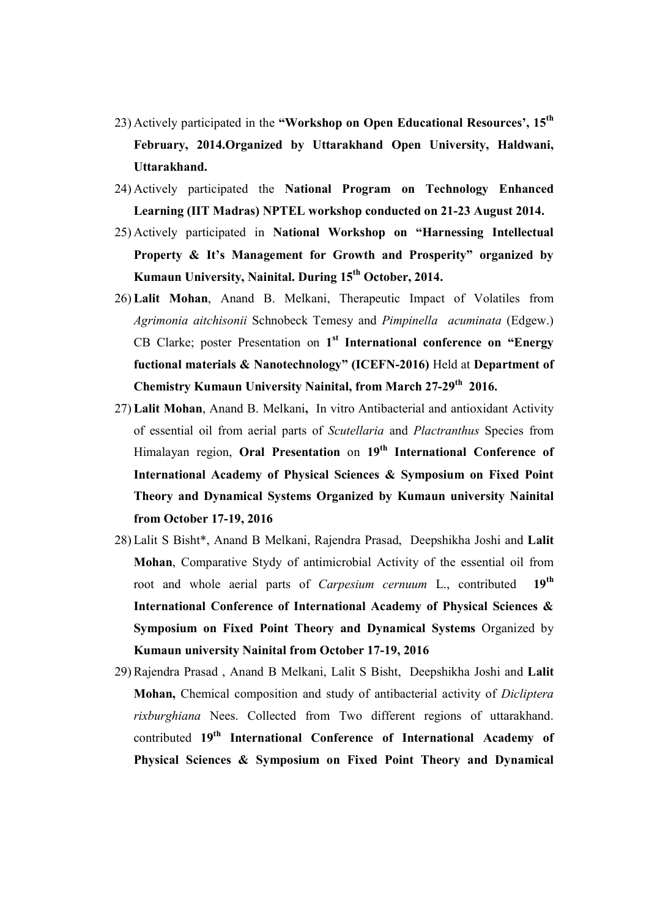23) Actively participated in the **"Workshop on Open Educational Resources', 15th February, 2014.Organized by Uttarakhand Open University, Haldwani, Uttarakhand.**

24) Actively participated the **National Program on Technology Enhanced Learning (IIT Madras) NPTEL workshop conducted on 21-23 August 2014.**

25) Actively participated in **National Workshop on "Harnessing Intellectual Property & It's Management for Growth and Prosperity" organized by Kumaun University, Nainital. During 15th October, 2014.**

26) **Lalit Mohan**, Anand B. Melkani, Therapeutic Impact of Volatiles from *Agrimonia aitchisonii* Schnobeck Temesy and *Pimpinella acuminata* (Edgew.) CB Clarke; poster Presentation on **1st International conference on "Energy fuctional materials & Nanotechnology" (ICEFN-2016)** Held at **Department of Chemistry Kumaun University Nainital, from March 27-29th 2016.**

27) **Lalit Mohan**, Anand B. Melkani**,** In vitro Antibacterial and antioxidant Activity of essential oil from aerial parts of *Scutellaria* and *Plactranthus* Species from Himalayan region, **Oral Presentation** on **19th International Conference of International Academy of Physical Sciences & Symposium on Fixed Point Theory and Dynamical Systems Organized by Kumaun university Nainital from October 17-19, 2016**

28) Lalit S Bisht*, Anand B Melkani, Rajendra Prasad, Deepshikha Joshi and **Lalit Mohan**, Comparative Stydy of antimicrobial Activity of the essential oil from root and whole aerial parts of *Carpesium cernuum* L., contributed **19th International Conference of International Academy of Physical Sciences & Symposium on Fixed Point Theory and Dynamical Systems** Organized by **Kumaun university Nainital from October 17-19, 2016**

29) Rajendra Prasad , Anand B Melkani, Lalit S Bisht, Deepshikha Joshi and **Lalit Mohan,** Chemical composition and study of antibacterial activity of *Dicliptera rixburghiana* Nees. Collected from Two different regions of uttarakhand. contributed **19th International Conference of International Academy of Physical Sciences & Symposium on Fixed Point Theory and Dynamical**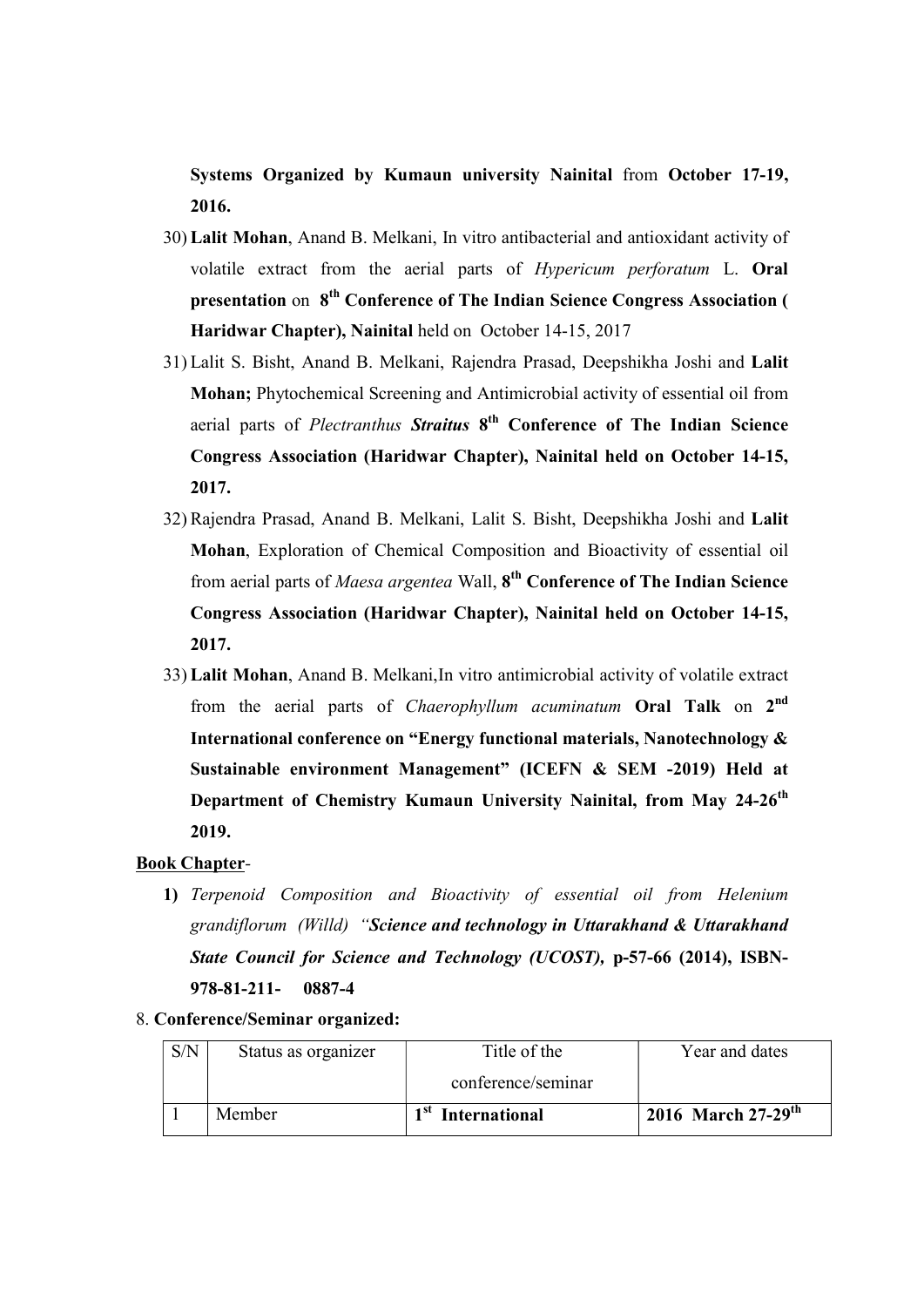**Systems Organized by Kumaun university Nainital** from **October 17-19, 2016.**

30) **Lalit Mohan**, Anand B. Melkani, In vitro antibacterial and antioxidant activity of volatile extract from the aerial parts of *Hypericum perforatum* L. **Oral presentation** on **8th Conference of The Indian Science Congress Association ( Haridwar Chapter), Nainital** held on October 14-15, 2017

31) Lalit S. Bisht, Anand B. Melkani, Rajendra Prasad, Deepshikha Joshi and **Lalit Mohan;** Phytochemical Screening and Antimicrobial activity of essential oil from aerial parts of *Plectranthus* ***Straitus*** **8th Conference of The Indian Science Congress Association (Haridwar Chapter), Nainital held on October 14-15, 2017.**

32) Rajendra Prasad, Anand B. Melkani, Lalit S. Bisht, Deepshikha Joshi and **Lalit Mohan**, Exploration of Chemical Composition and Bioactivity of essential oil from aerial parts of *Maesa argentea* Wall, **8th Conference of The Indian Science Congress Association (Haridwar Chapter), Nainital held on October 14-15, 2017.**

33) **Lalit Mohan**, Anand B. Melkani,In vitro antimicrobial activity of volatile extract from the aerial parts of *Chaerophyllum acuminatum* **Oral Talk** on **2nd International conference on "Energy functional materials, Nanotechnology & Sustainable environment Management" (ICEFN & SEM -2019) Held at Department of Chemistry Kumaun University Nainital, from May 24-26th 2019.**

**Book Chapter**-

1) *Terpenoid Composition and Bioactivity of essential oil from Helenium grandiflorum (Willd) "**Science and technology in Uttarakhand & Uttarakhand State Council for Science and Technology (UCOST),*** **p-57-66 (2014), ISBN-978-81-211- 0887-4**

8. **Conference/Seminar organized:**

| S/N | Status as organizer | Title of the conference/seminar | Year and dates |
|---|---|---|---|
| 1 | Member | **1st International** | **2016 March 27-29th** |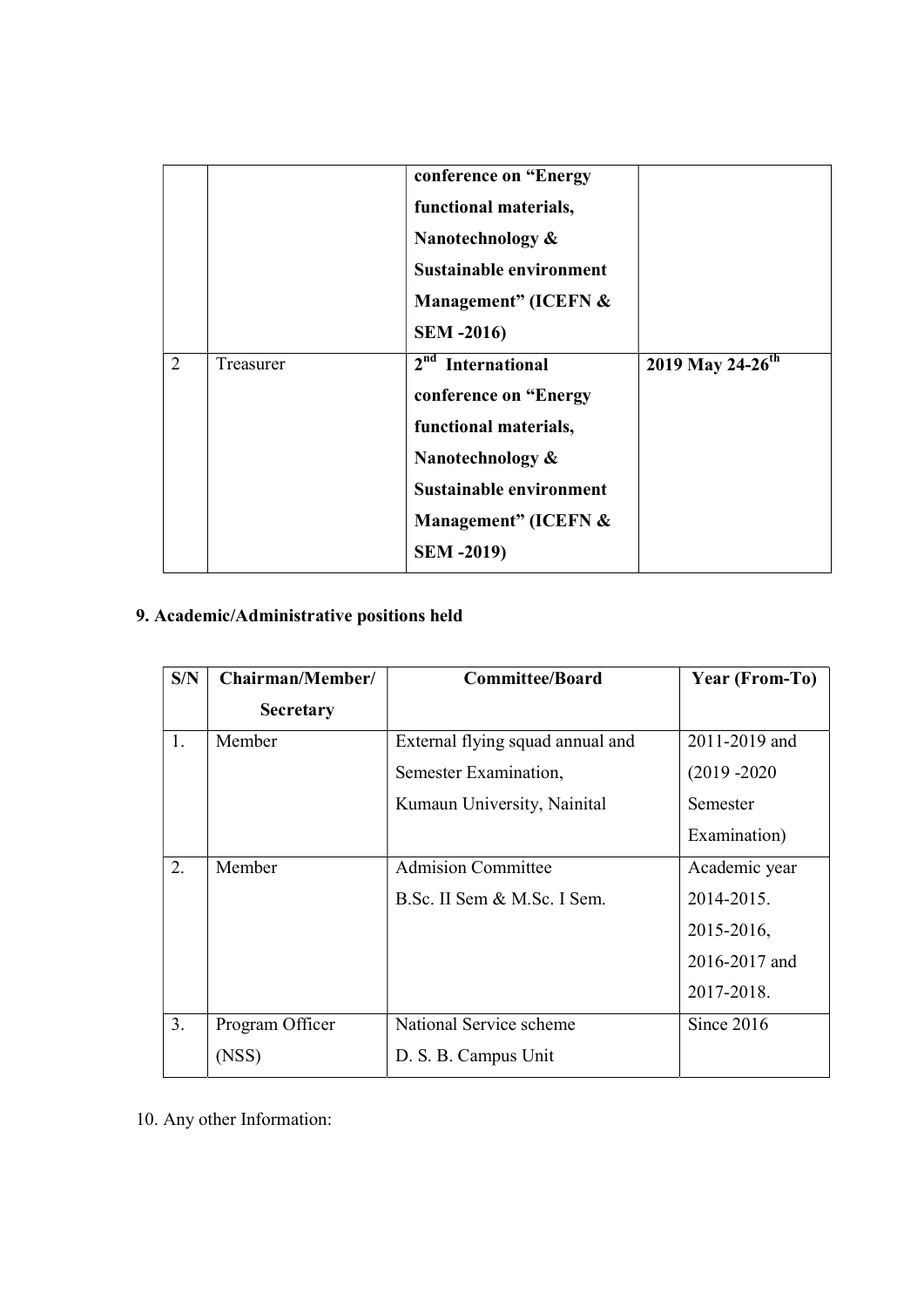|  |  | **conference on "Energy functional materials, Nanotechnology & Sustainable environment Management" (ICEFN & SEM -2016)** |  |
|---|---|---|---|
| 2 | Treasurer | **$2^{nd}$ International conference on "Energy functional materials, Nanotechnology & Sustainable environment Management" (ICEFN & SEM -2019)** | **2019 May $24\text{-}26^{th}$** |

**9. Academic/Administrative positions held**

| S/N | Chairman/Member/ Secretary | Committee/Board | Year (From-To) |
|---|---|---|---|
| 1. | Member | External flying squad annual and Semester Examination, Kumaun University, Nainital | 2011-2019 and (2019 -2020 Semester Examination) |
| 2. | Member | Admision Committee B.Sc. II Sem & M.Sc. I Sem. | Academic year 2014-2015. 2015-2016, 2016-2017 and 2017-2018. |
| 3. | Program Officer (NSS) | National Service scheme D. S. B. Campus Unit | Since 2016 |

10. Any other Information: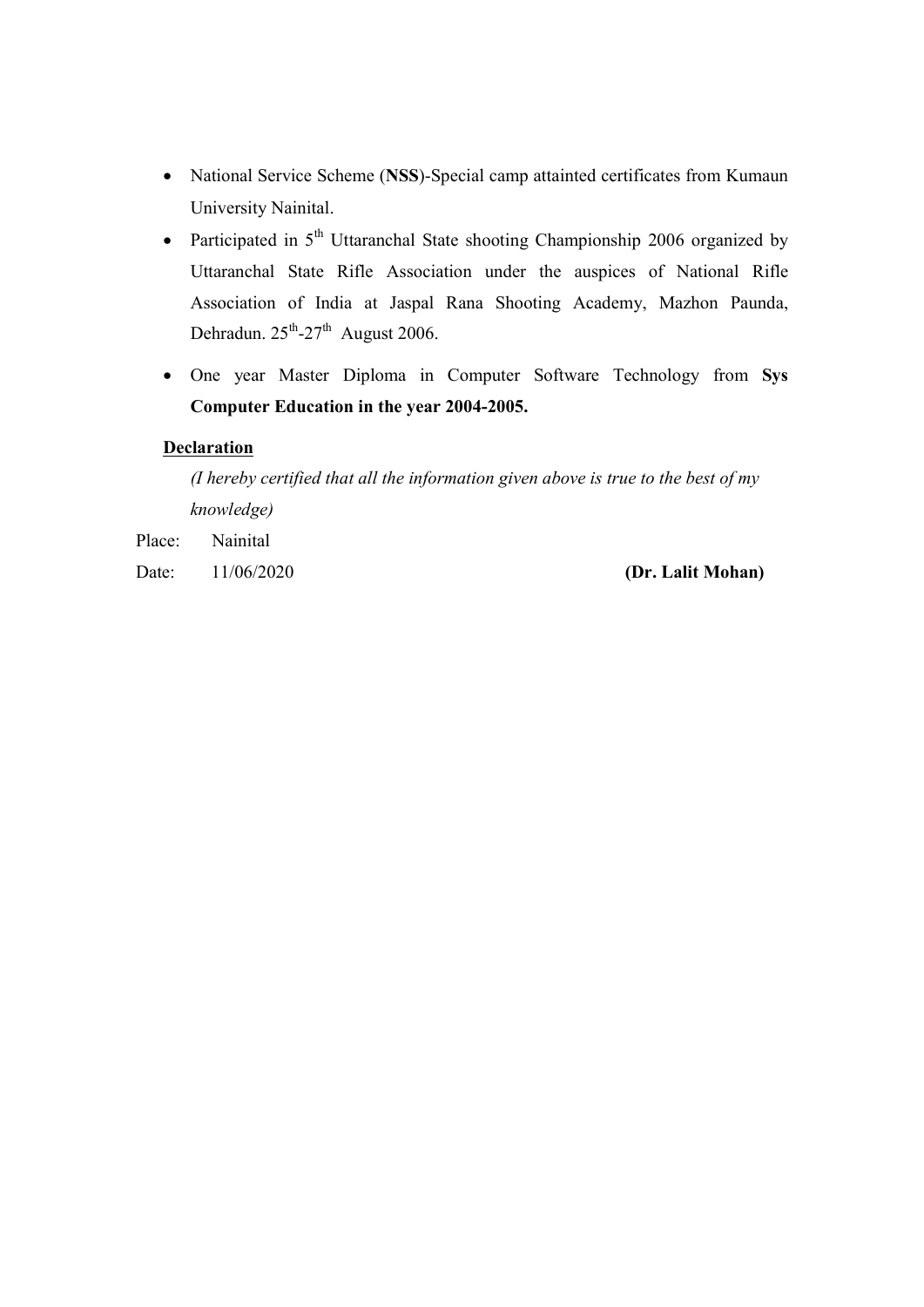- National Service Scheme (**NSS**)-Special camp attainted certificates from Kumaun University Nainital.
- Participated in 5$^{th}$ Uttaranchal State shooting Championship 2006 organized by Uttaranchal State Rifle Association under the auspices of National Rifle Association of India at Jaspal Rana Shooting Academy, Mazhon Paunda, Dehradun. 25$^{th}$-27$^{th}$ August 2006.
- One year Master Diploma in Computer Software Technology from **Sys Computer Education in the year 2004-2005.**

**Declaration**

*(I hereby certified that all the information given above is true to the best of my knowledge)*

Place: Nainital

Date: 11/06/2020 **(Dr. Lalit Mohan)**